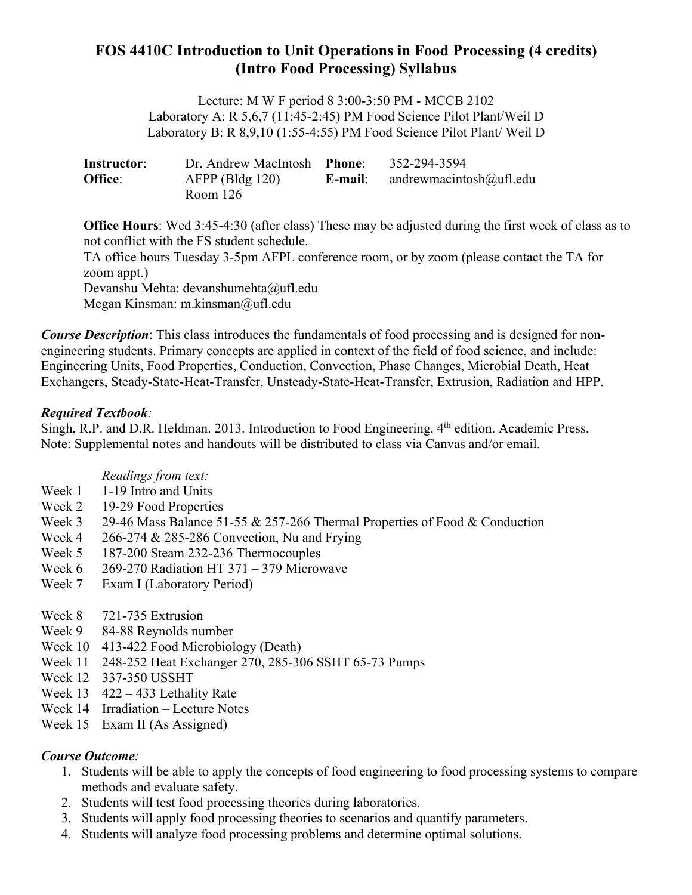# FOS 4410C Introduction to Unit Operations in Food Processing (4 credits) (Intro Food Processing) Syllabus

Lecture: M W F period 8 3:00-3:50 PM - MCCB 2102
Laboratory A: R 5,6,7 (11:45-2:45) PM Food Science Pilot Plant/Weil D
Laboratory B: R 8,9,10 (1:55-4:55) PM Food Science Pilot Plant/ Weil D

| | | | |
|---|---|---|---|
| **Instructor**: | Dr. Andrew MacIntosh | **Phone**: | 352-294-3594 |
| **Office**: | AFPP (Bldg 120) Room 126 | **E-mail**: | andrewmacintosh@ufl.edu |

**Office Hours**: Wed 3:45-4:30 (after class) These may be adjusted during the first week of class as to not conflict with the FS student schedule.
TA office hours Tuesday 3-5pm AFPL conference room, or by zoom (please contact the TA for zoom appt.)
Devanshu Mehta: devanshumehta@ufl.edu
Megan Kinsman: m.kinsman@ufl.edu

***Course Description***: This class introduces the fundamentals of food processing and is designed for non-engineering students. Primary concepts are applied in context of the field of food science, and include: Engineering Units, Food Properties, Conduction, Convection, Phase Changes, Microbial Death, Heat Exchangers, Steady-State-Heat-Transfer, Unsteady-State-Heat-Transfer, Extrusion, Radiation and HPP.

***Required Textbook****:*
Singh, R.P. and D.R. Heldman. 2013. Introduction to Food Engineering. 4th edition. Academic Press.
Note: Supplemental notes and handouts will be distributed to class via Canvas and/or email.

*Readings from text:*

- Week 1 1-19 Intro and Units
- Week 2 19-29 Food Properties
- Week 3 29-46 Mass Balance 51-55 & 257-266 Thermal Properties of Food & Conduction
- Week 4 266-274 & 285-286 Convection, Nu and Frying
- Week 5 187-200 Steam 232-236 Thermocouples
- Week 6 269-270 Radiation HT 371 – 379 Microwave
- Week 7 Exam I (Laboratory Period)

- Week 8 721-735 Extrusion
- Week 9 84-88 Reynolds number
- Week 10 413-422 Food Microbiology (Death)
- Week 11 248-252 Heat Exchanger 270, 285-306 SSHT 65-73 Pumps
- Week 12 337-350 USSHT
- Week 13 422 – 433 Lethality Rate
- Week 14 Irradiation – Lecture Notes
- Week 15 Exam II (As Assigned)

***Course Outcome****:*

1. Students will be able to apply the concepts of food engineering to food processing systems to compare methods and evaluate safety.
2. Students will test food processing theories during laboratories.
3. Students will apply food processing theories to scenarios and quantify parameters.
4. Students will analyze food processing problems and determine optimal solutions.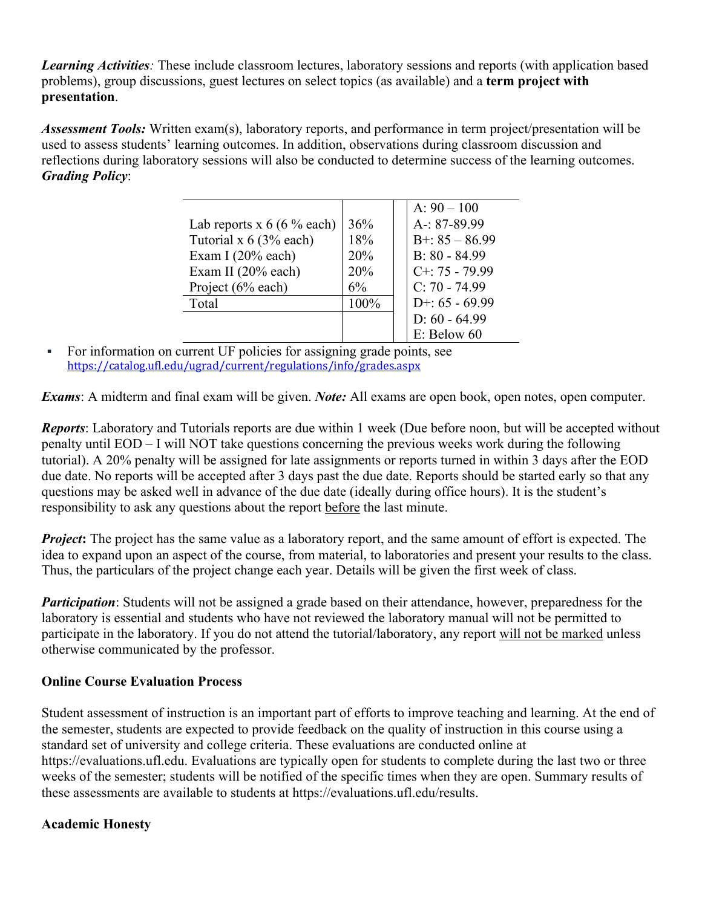***Learning Activities**:* These include classroom lectures, laboratory sessions and reports (with application based problems), group discussions, guest lectures on select topics (as available) and a **term project with presentation**.

***Assessment Tools:*** Written exam(s), laboratory reports, and performance in term project/presentation will be used to assess students' learning outcomes. In addition, observations during classroom discussion and reflections during laboratory sessions will also be conducted to determine success of the learning outcomes.
***Grading Policy***:

| | | | |
|---|---|---|---|
| | | | A: 90 – 100 |
| Lab reports x 6 (6 % each) | 36% | | A-: 87-89.99 |
| Tutorial x 6 (3% each) | 18% | | B+: 85 – 86.99 |
| Exam I (20% each) | 20% | | B: 80 - 84.99 |
| Exam II (20% each) | 20% | | C+: 75 - 79.99 |
| Project (6% each) | 6% | | C: 70 - 74.99 |
| Total | 100% | | D+: 65 - 69.99 |
| | | | D: 60 - 64.99 |
| | | | E: Below 60 |

- For information on current UF policies for assigning grade points, see https://catalog.ufl.edu/ugrad/current/regulations/info/grades.aspx

***Exams***: A midterm and final exam will be given. ***Note:*** All exams are open book, open notes, open computer.

***Reports***: Laboratory and Tutorials reports are due within 1 week (Due before noon, but will be accepted without penalty until EOD – I will NOT take questions concerning the previous weeks work during the following tutorial). A 20% penalty will be assigned for late assignments or reports turned in within 3 days after the EOD due date. No reports will be accepted after 3 days past the due date. Reports should be started early so that any questions may be asked well in advance of the due date (ideally during office hours). It is the student's responsibility to ask any questions about the report before the last minute.

***Project*:** The project has the same value as a laboratory report, and the same amount of effort is expected. The idea to expand upon an aspect of the course, from material, to laboratories and present your results to the class. Thus, the particulars of the project change each year. Details will be given the first week of class.

***Participation***: Students will not be assigned a grade based on their attendance, however, preparedness for the laboratory is essential and students who have not reviewed the laboratory manual will not be permitted to participate in the laboratory. If you do not attend the tutorial/laboratory, any report will not be marked unless otherwise communicated by the professor.

**Online Course Evaluation Process**

Student assessment of instruction is an important part of efforts to improve teaching and learning. At the end of the semester, students are expected to provide feedback on the quality of instruction in this course using a standard set of university and college criteria. These evaluations are conducted online at https://evaluations.ufl.edu. Evaluations are typically open for students to complete during the last two or three weeks of the semester; students will be notified of the specific times when they are open. Summary results of these assessments are available to students at https://evaluations.ufl.edu/results.

**Academic Honesty**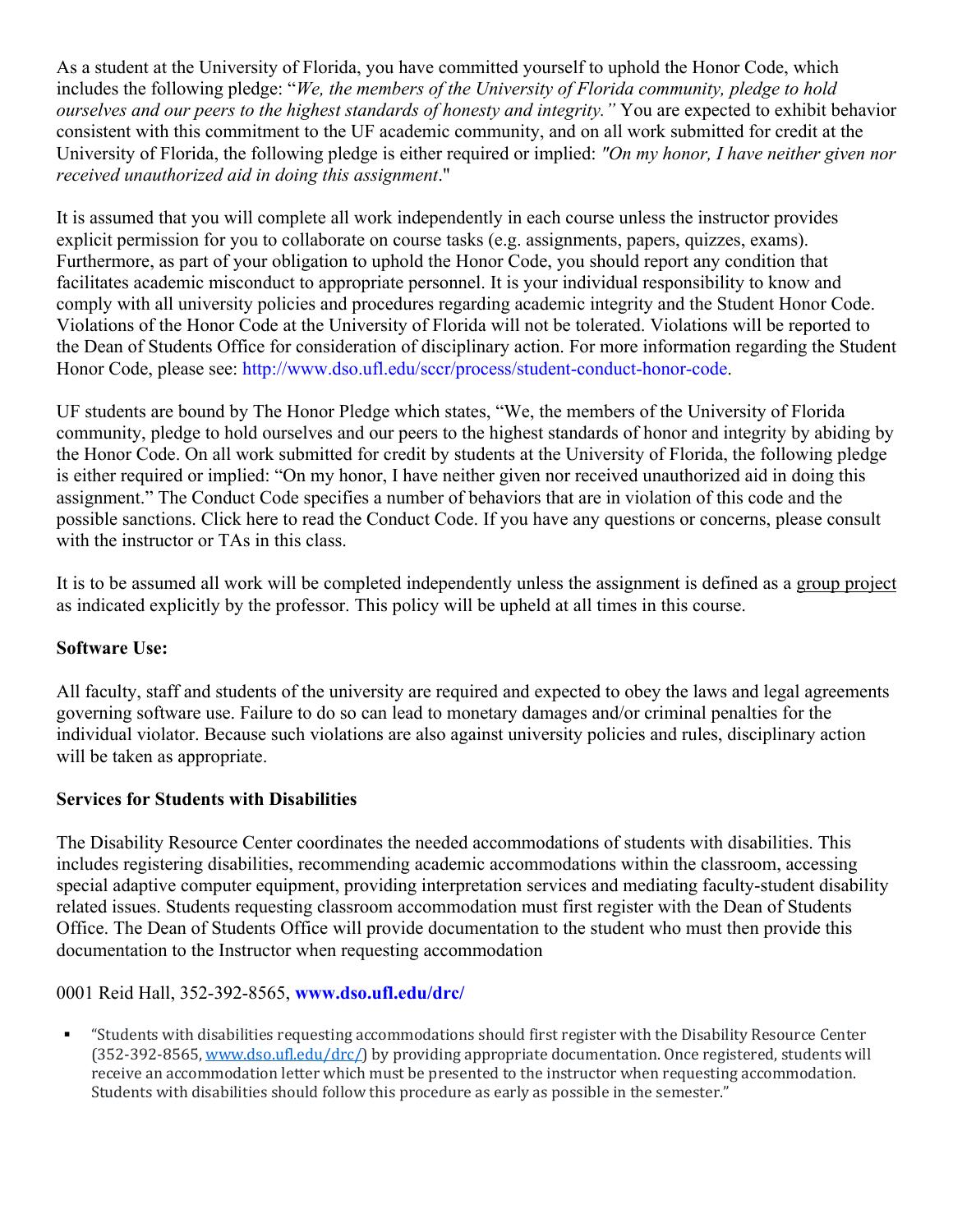As a student at the University of Florida, you have committed yourself to uphold the Honor Code, which includes the following pledge: "*We, the members of the University of Florida community, pledge to hold ourselves and our peers to the highest standards of honesty and integrity."* You are expected to exhibit behavior consistent with this commitment to the UF academic community, and on all work submitted for credit at the University of Florida, the following pledge is either required or implied: *"On my honor, I have neither given nor received unauthorized aid in doing this assignment*."

It is assumed that you will complete all work independently in each course unless the instructor provides explicit permission for you to collaborate on course tasks (e.g. assignments, papers, quizzes, exams). Furthermore, as part of your obligation to uphold the Honor Code, you should report any condition that facilitates academic misconduct to appropriate personnel. It is your individual responsibility to know and comply with all university policies and procedures regarding academic integrity and the Student Honor Code. Violations of the Honor Code at the University of Florida will not be tolerated. Violations will be reported to the Dean of Students Office for consideration of disciplinary action. For more information regarding the Student Honor Code, please see: http://www.dso.ufl.edu/sccr/process/student-conduct-honor-code.

UF students are bound by The Honor Pledge which states, "We, the members of the University of Florida community, pledge to hold ourselves and our peers to the highest standards of honor and integrity by abiding by the Honor Code. On all work submitted for credit by students at the University of Florida, the following pledge is either required or implied: "On my honor, I have neither given nor received unauthorized aid in doing this assignment." The Conduct Code specifies a number of behaviors that are in violation of this code and the possible sanctions. Click here to read the Conduct Code. If you have any questions or concerns, please consult with the instructor or TAs in this class.

It is to be assumed all work will be completed independently unless the assignment is defined as a group project as indicated explicitly by the professor. This policy will be upheld at all times in this course.

**Software Use:**

All faculty, staff and students of the university are required and expected to obey the laws and legal agreements governing software use. Failure to do so can lead to monetary damages and/or criminal penalties for the individual violator. Because such violations are also against university policies and rules, disciplinary action will be taken as appropriate.

**Services for Students with Disabilities**

The Disability Resource Center coordinates the needed accommodations of students with disabilities. This includes registering disabilities, recommending academic accommodations within the classroom, accessing special adaptive computer equipment, providing interpretation services and mediating faculty-student disability related issues. Students requesting classroom accommodation must first register with the Dean of Students Office. The Dean of Students Office will provide documentation to the student who must then provide this documentation to the Instructor when requesting accommodation

0001 Reid Hall, 352-392-8565, **www.dso.ufl.edu/drc/**

- "Students with disabilities requesting accommodations should first register with the Disability Resource Center (352-392-8565, www.dso.ufl.edu/drc/) by providing appropriate documentation. Once registered, students will receive an accommodation letter which must be presented to the instructor when requesting accommodation. Students with disabilities should follow this procedure as early as possible in the semester."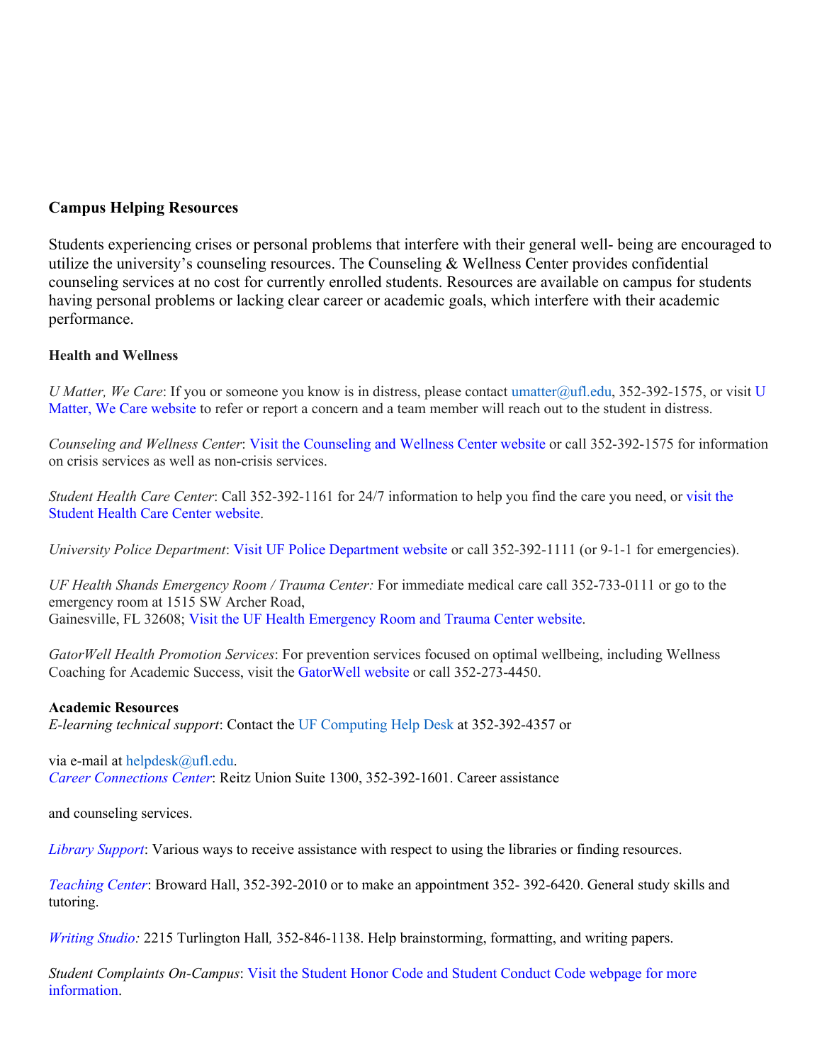### Campus Helping Resources

Students experiencing crises or personal problems that interfere with their general well- being are encouraged to utilize the university's counseling resources. The Counseling & Wellness Center provides confidential counseling services at no cost for currently enrolled students. Resources are available on campus for students having personal problems or lacking clear career or academic goals, which interfere with their academic performance.

**Health and Wellness**

*U Matter, We Care*: If you or someone you know is in distress, please contact umatter@ufl.edu, 352-392-1575, or visit U Matter, We Care website to refer or report a concern and a team member will reach out to the student in distress.

*Counseling and Wellness Center*: Visit the Counseling and Wellness Center website or call 352-392-1575 for information on crisis services as well as non-crisis services.

*Student Health Care Center*: Call 352-392-1161 for 24/7 information to help you find the care you need, or visit the Student Health Care Center website.

*University Police Department*: Visit UF Police Department website or call 352-392-1111 (or 9-1-1 for emergencies).

*UF Health Shands Emergency Room / Trauma Center:* For immediate medical care call 352-733-0111 or go to the emergency room at 1515 SW Archer Road,
Gainesville, FL 32608; Visit the UF Health Emergency Room and Trauma Center website.

*GatorWell Health Promotion Services*: For prevention services focused on optimal wellbeing, including Wellness Coaching for Academic Success, visit the GatorWell website or call 352-273-4450.

**Academic Resources**

*E-learning technical support*: Contact the UF Computing Help Desk at 352-392-4357 or

via e-mail at helpdesk@ufl.edu.

*Career Connections Center*: Reitz Union Suite 1300, 352-392-1601. Career assistance

and counseling services.

*Library Support*: Various ways to receive assistance with respect to using the libraries or finding resources.

*Teaching Center*: Broward Hall, 352-392-2010 or to make an appointment 352- 392-6420. General study skills and tutoring.

*Writing Studio:* 2215 Turlington Hall*,* 352-846-1138. Help brainstorming, formatting, and writing papers.

*Student Complaints On-Campus*: Visit the Student Honor Code and Student Conduct Code webpage for more information.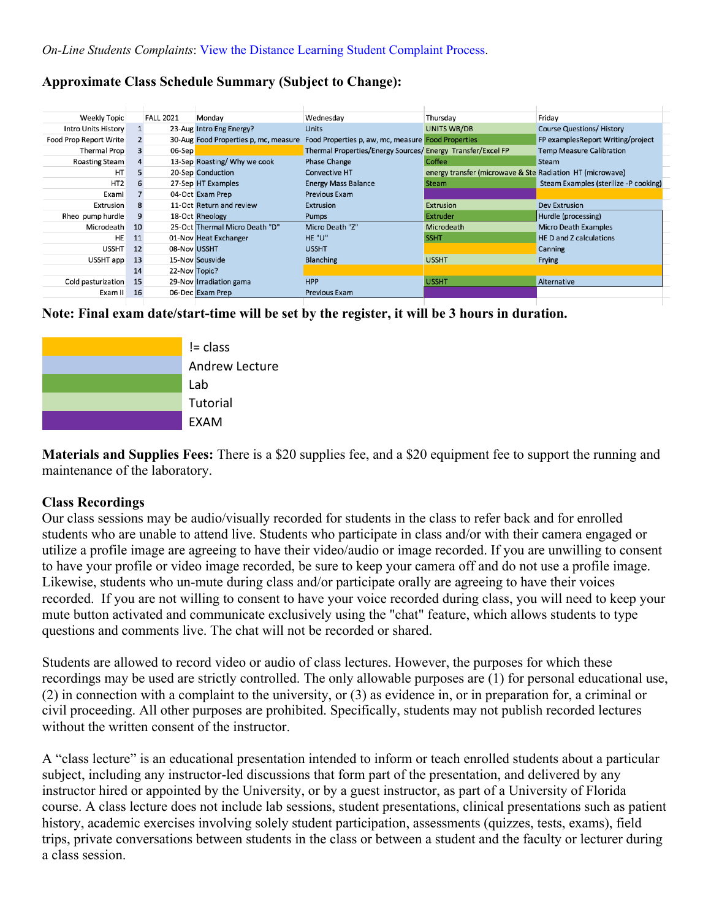*On-Line Students Complaints*: View the Distance Learning Student Complaint Process.

**Approximate Class Schedule Summary (Subject to Change):**

| Weekly Topic | | FALL 2021 | Monday | Wednesday | Thursday | Friday |
|---|---|---|---|---|---|---|
| Intro Units History | 1 | 23-Aug | Intro Eng Energy? | Units | UNITS WB/DB | Course Questions/ History |
| Food Prop Report Write | 2 | 30-Aug | Food Properties p, mc, measure | Food Properties p, aw, mc, measure | Food Properties | FP examplesReport Writing/project |
| Thermal Prop | 3 | 06-Sep | | Thermal Properties/Energy Sources/ | Energy Transfer/Excel FP | Temp Measure Calibration |
| Roasting Steam | 4 | 13-Sep | Roasting/ Why we cook | Phase Change | Coffee | Steam |
| HT | 5 | 20-Sep | Conduction | Convective HT | energy transfer (microwave & Ste | Radiation HT (microwave) |
| HT2 | 6 | 27-Sep | HT Examples | Energy Mass Balance | Steam | Steam Examples (sterilize -P cooking) |
| ExamI | 7 | 04-Oct | Exam Prep | Previous Exam | | |
| Extrusion | 8 | 11-Oct | Return and review | Extrusion | Extrusion | Dev Extrusion |
| Rheo pump hurdle | 9 | 18-Oct | Rheology | Pumps | Extruder | Hurdle (processing) |
| Microdeath | 10 | 25-Oct | Thermal Micro Death "D" | Micro Death "Z" | Microdeath | Micro Death Examples |
| HE | 11 | 01-Nov | Heat Exchanger | HE "U" | SSHT | HE D and Z calculations |
| USSHT | 12 | 08-Nov | USSHT | USSHT | | Canning |
| USSHT app | 13 | 15-Nov | Sousvide | Blanching | USSHT | Frying |
| | 14 | 22-Nov | Topic? | | | |
| Cold pasturization | 15 | 29-Nov | Irradiation gama | HPP | USSHT | Alternative |
| Exam II | 16 | 06-Dec | Exam Prep | Previous Exam | | |

**Note: Final exam date/start-time will be set by the register, it will be 3 hours in duration.**

!= class
Andrew Lecture
Lab
Tutorial
EXAM

**Materials and Supplies Fees:** There is a $20 supplies fee, and a $20 equipment fee to support the running and maintenance of the laboratory.

**Class Recordings**

Our class sessions may be audio/visually recorded for students in the class to refer back and for enrolled students who are unable to attend live. Students who participate in class and/or with their camera engaged or utilize a profile image are agreeing to have their video/audio or image recorded. If you are unwilling to consent to have your profile or video image recorded, be sure to keep your camera off and do not use a profile image. Likewise, students who un-mute during class and/or participate orally are agreeing to have their voices recorded. If you are not willing to consent to have your voice recorded during class, you will need to keep your mute button activated and communicate exclusively using the "chat" feature, which allows students to type questions and comments live. The chat will not be recorded or shared.

Students are allowed to record video or audio of class lectures. However, the purposes for which these recordings may be used are strictly controlled. The only allowable purposes are (1) for personal educational use, (2) in connection with a complaint to the university, or (3) as evidence in, or in preparation for, a criminal or civil proceeding. All other purposes are prohibited. Specifically, students may not publish recorded lectures without the written consent of the instructor.

A "class lecture" is an educational presentation intended to inform or teach enrolled students about a particular subject, including any instructor-led discussions that form part of the presentation, and delivered by any instructor hired or appointed by the University, or by a guest instructor, as part of a University of Florida course. A class lecture does not include lab sessions, student presentations, clinical presentations such as patient history, academic exercises involving solely student participation, assessments (quizzes, tests, exams), field trips, private conversations between students in the class or between a student and the faculty or lecturer during a class session.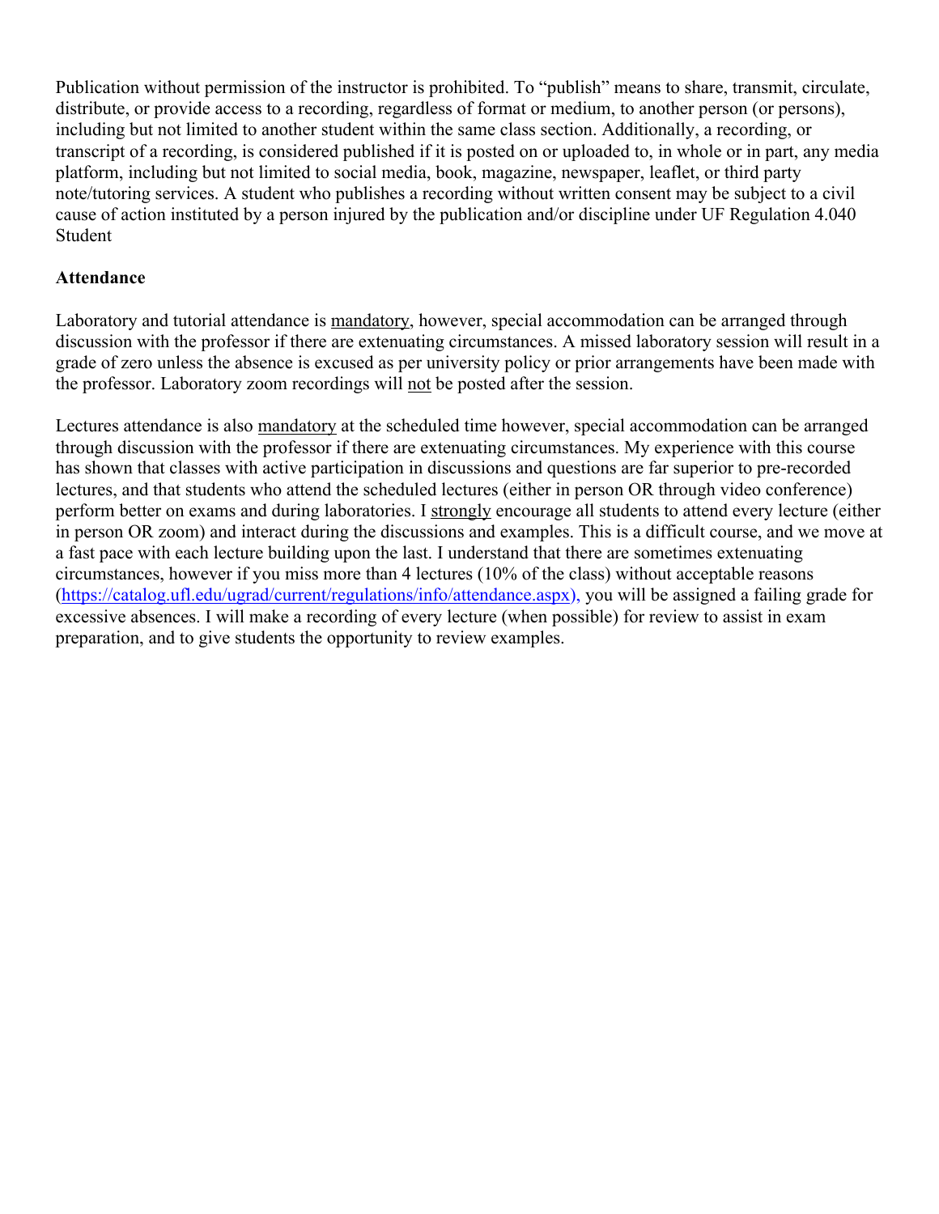Publication without permission of the instructor is prohibited. To "publish" means to share, transmit, circulate, distribute, or provide access to a recording, regardless of format or medium, to another person (or persons), including but not limited to another student within the same class section. Additionally, a recording, or transcript of a recording, is considered published if it is posted on or uploaded to, in whole or in part, any media platform, including but not limited to social media, book, magazine, newspaper, leaflet, or third party note/tutoring services. A student who publishes a recording without written consent may be subject to a civil cause of action instituted by a person injured by the publication and/or discipline under UF Regulation 4.040 Student

**Attendance**

Laboratory and tutorial attendance is mandatory, however, special accommodation can be arranged through discussion with the professor if there are extenuating circumstances. A missed laboratory session will result in a grade of zero unless the absence is excused as per university policy or prior arrangements have been made with the professor. Laboratory zoom recordings will not be posted after the session.

Lectures attendance is also mandatory at the scheduled time however, special accommodation can be arranged through discussion with the professor if there are extenuating circumstances. My experience with this course has shown that classes with active participation in discussions and questions are far superior to pre-recorded lectures, and that students who attend the scheduled lectures (either in person OR through video conference) perform better on exams and during laboratories. I strongly encourage all students to attend every lecture (either in person OR zoom) and interact during the discussions and examples. This is a difficult course, and we move at a fast pace with each lecture building upon the last. I understand that there are sometimes extenuating circumstances, however if you miss more than 4 lectures (10% of the class) without acceptable reasons (https://catalog.ufl.edu/ugrad/current/regulations/info/attendance.aspx), you will be assigned a failing grade for excessive absences. I will make a recording of every lecture (when possible) for review to assist in exam preparation, and to give students the opportunity to review examples.